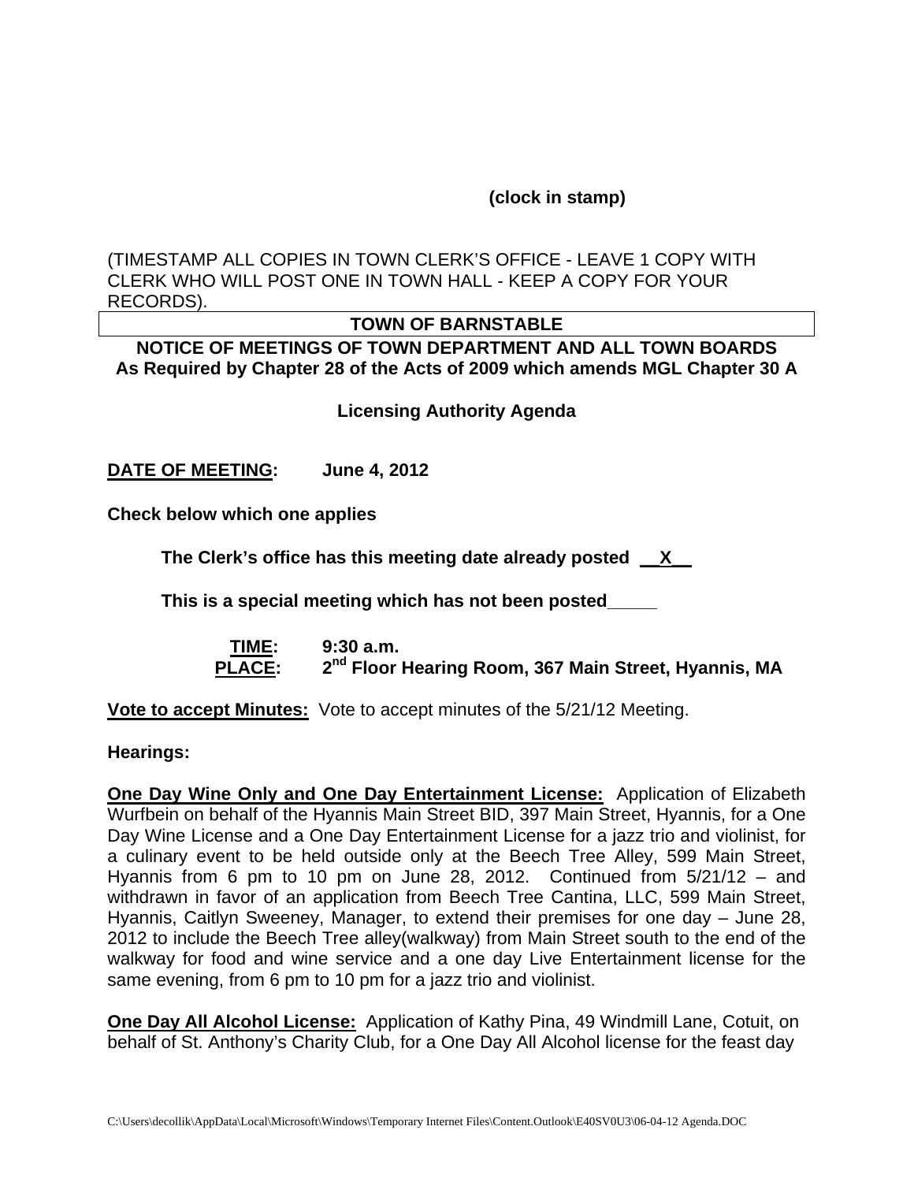**(clock in stamp)**

(TIMESTAMP ALL COPIES IN TOWN CLERK'S OFFICE - LEAVE 1 COPY WITH CLERK WHO WILL POST ONE IN TOWN HALL - KEEP A COPY FOR YOUR RECORDS).

**TOWN OF BARNSTABLE**

**NOTICE OF MEETINGS OF TOWN DEPARTMENT AND ALL TOWN BOARDS**
**As Required by Chapter 28 of the Acts of 2009 which amends MGL Chapter 30 A**

**Licensing Authority Agenda**

**DATE OF MEETING: June 4, 2012**

**Check below which one applies**

**The Clerk's office has this meeting date already posted __X__**

**This is a special meeting which has not been posted_____**

**TIME: 9:30 a.m.**
**PLACE: 2nd Floor Hearing Room, 367 Main Street, Hyannis, MA**

**Vote to accept Minutes:** Vote to accept minutes of the 5/21/12 Meeting.

**Hearings:**

**One Day Wine Only and One Day Entertainment License:** Application of Elizabeth Wurfbein on behalf of the Hyannis Main Street BID, 397 Main Street, Hyannis, for a One Day Wine License and a One Day Entertainment License for a jazz trio and violinist, for a culinary event to be held outside only at the Beech Tree Alley, 599 Main Street, Hyannis from 6 pm to 10 pm on June 28, 2012. Continued from 5/21/12 – and withdrawn in favor of an application from Beech Tree Cantina, LLC, 599 Main Street, Hyannis, Caitlyn Sweeney, Manager, to extend their premises for one day – June 28, 2012 to include the Beech Tree alley(walkway) from Main Street south to the end of the walkway for food and wine service and a one day Live Entertainment license for the same evening, from 6 pm to 10 pm for a jazz trio and violinist.

**One Day All Alcohol License:** Application of Kathy Pina, 49 Windmill Lane, Cotuit, on behalf of St. Anthony's Charity Club, for a One Day All Alcohol license for the feast day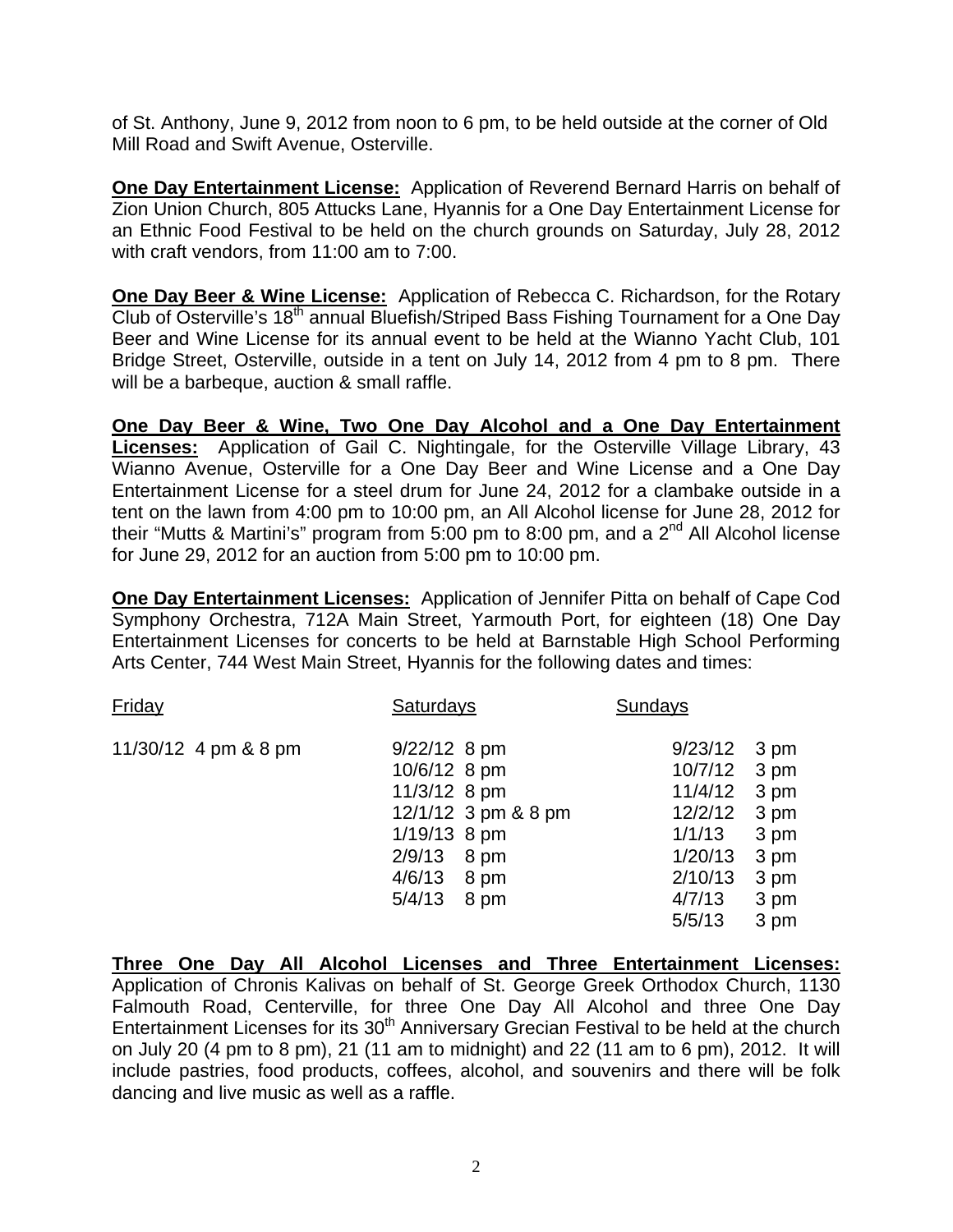of St. Anthony, June 9, 2012 from noon to 6 pm, to be held outside at the corner of Old Mill Road and Swift Avenue, Osterville.

**One Day Entertainment License:** Application of Reverend Bernard Harris on behalf of Zion Union Church, 805 Attucks Lane, Hyannis for a One Day Entertainment License for an Ethnic Food Festival to be held on the church grounds on Saturday, July 28, 2012 with craft vendors, from 11:00 am to 7:00.

**One Day Beer & Wine License:** Application of Rebecca C. Richardson, for the Rotary Club of Osterville's 18th annual Bluefish/Striped Bass Fishing Tournament for a One Day Beer and Wine License for its annual event to be held at the Wianno Yacht Club, 101 Bridge Street, Osterville, outside in a tent on July 14, 2012 from 4 pm to 8 pm. There will be a barbeque, auction & small raffle.

**One Day Beer & Wine, Two One Day Alcohol and a One Day Entertainment Licenses:** Application of Gail C. Nightingale, for the Osterville Village Library, 43 Wianno Avenue, Osterville for a One Day Beer and Wine License and a One Day Entertainment License for a steel drum for June 24, 2012 for a clambake outside in a tent on the lawn from 4:00 pm to 10:00 pm, an All Alcohol license for June 28, 2012 for their "Mutts & Martini's" program from 5:00 pm to 8:00 pm, and a 2nd All Alcohol license for June 29, 2012 for an auction from 5:00 pm to 10:00 pm.

**One Day Entertainment Licenses:** Application of Jennifer Pitta on behalf of Cape Cod Symphony Orchestra, 712A Main Street, Yarmouth Port, for eighteen (18) One Day Entertainment Licenses for concerts to be held at Barnstable High School Performing Arts Center, 744 West Main Street, Hyannis for the following dates and times:

| Friday | Saturdays | Sundays |
|---|---|---|
| 11/30/12 4 pm & 8 pm | 9/22/12 8 pm | 9/23/12 3 pm |
| | 10/6/12 8 pm | 10/7/12 3 pm |
| | 11/3/12 8 pm | 11/4/12 3 pm |
| | 12/1/12 3 pm & 8 pm | 12/2/12 3 pm |
| | 1/19/13 8 pm | 1/1/13 3 pm |
| | 2/9/13 8 pm | 1/20/13 3 pm |
| | 4/6/13 8 pm | 2/10/13 3 pm |
| | 5/4/13 8 pm | 4/7/13 3 pm |
| | | 5/5/13 3 pm |

**Three One Day All Alcohol Licenses and Three Entertainment Licenses:** Application of Chronis Kalivas on behalf of St. George Greek Orthodox Church, 1130 Falmouth Road, Centerville, for three One Day All Alcohol and three One Day Entertainment Licenses for its 30th Anniversary Grecian Festival to be held at the church on July 20 (4 pm to 8 pm), 21 (11 am to midnight) and 22 (11 am to 6 pm), 2012. It will include pastries, food products, coffees, alcohol, and souvenirs and there will be folk dancing and live music as well as a raffle.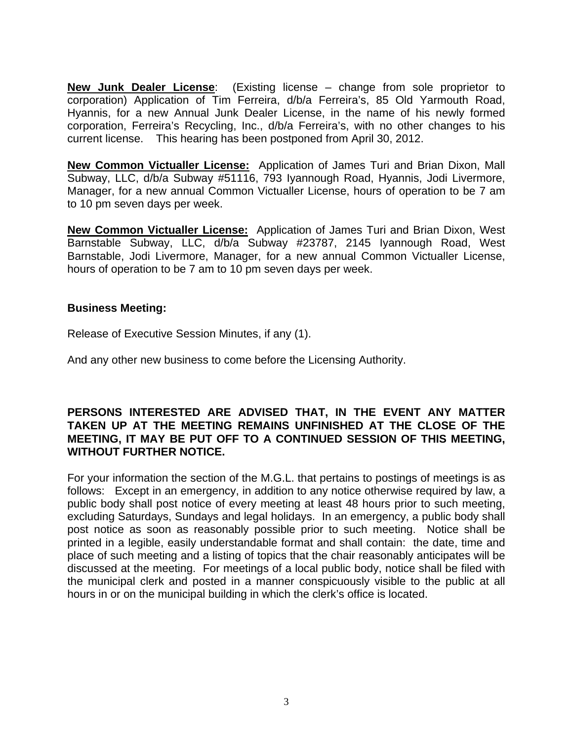**<u>New Junk Dealer License</u>**: (Existing license – change from sole proprietor to corporation) Application of Tim Ferreira, d/b/a Ferreira's, 85 Old Yarmouth Road, Hyannis, for a new Annual Junk Dealer License, in the name of his newly formed corporation, Ferreira's Recycling, Inc., d/b/a Ferreira's, with no other changes to his current license. This hearing has been postponed from April 30, 2012.

**<u>New Common Victualler License:</u>** Application of James Turi and Brian Dixon, Mall Subway, LLC, d/b/a Subway #51116, 793 Iyannough Road, Hyannis, Jodi Livermore, Manager, for a new annual Common Victualler License, hours of operation to be 7 am to 10 pm seven days per week.

**<u>New Common Victualler License:</u>** Application of James Turi and Brian Dixon, West Barnstable Subway, LLC, d/b/a Subway #23787, 2145 Iyannough Road, West Barnstable, Jodi Livermore, Manager, for a new annual Common Victualler License, hours of operation to be 7 am to 10 pm seven days per week.

**Business Meeting:**

Release of Executive Session Minutes, if any (1).

And any other new business to come before the Licensing Authority.

**PERSONS INTERESTED ARE ADVISED THAT, IN THE EVENT ANY MATTER TAKEN UP AT THE MEETING REMAINS UNFINISHED AT THE CLOSE OF THE MEETING, IT MAY BE PUT OFF TO A CONTINUED SESSION OF THIS MEETING, WITHOUT FURTHER NOTICE.**

For your information the section of the M.G.L. that pertains to postings of meetings is as follows: Except in an emergency, in addition to any notice otherwise required by law, a public body shall post notice of every meeting at least 48 hours prior to such meeting, excluding Saturdays, Sundays and legal holidays. In an emergency, a public body shall post notice as soon as reasonably possible prior to such meeting. Notice shall be printed in a legible, easily understandable format and shall contain: the date, time and place of such meeting and a listing of topics that the chair reasonably anticipates will be discussed at the meeting. For meetings of a local public body, notice shall be filed with the municipal clerk and posted in a manner conspicuously visible to the public at all hours in or on the municipal building in which the clerk's office is located.